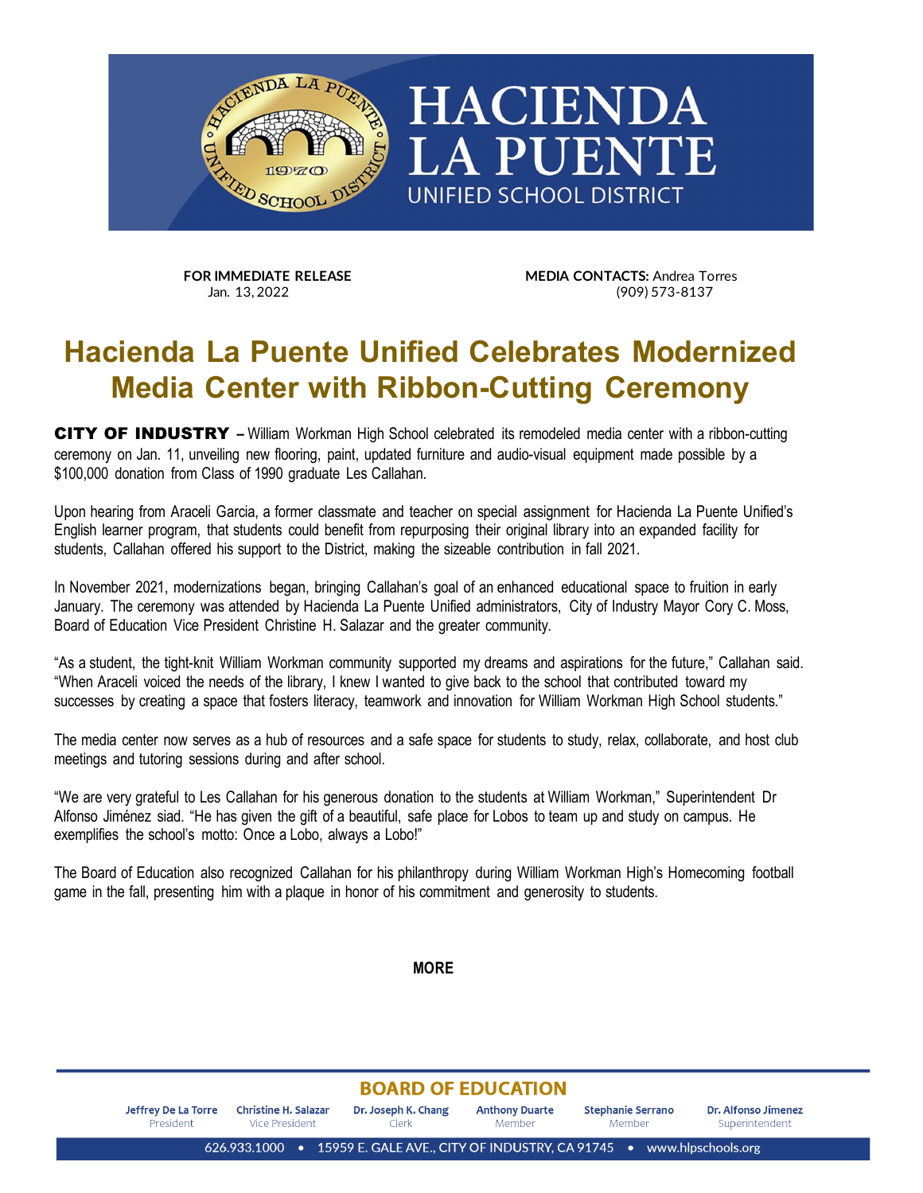# HACIENDA LA PUENTE

UNIFIED SCHOOL DISTRICT

**FOR IMMEDIATE RELEASE**
Jan. 13, 2022

**MEDIA CONTACTS:** Andrea Torres
(909) 573-8137

## Hacienda La Puente Unified Celebrates Modernized Media Center with Ribbon-Cutting Ceremony

**CITY OF INDUSTRY –** William Workman High School celebrated its remodeled media center with a ribbon-cutting ceremony on Jan. 11, unveiling new flooring, paint, updated furniture and audio-visual equipment made possible by a $100,000 donation from Class of 1990 graduate Les Callahan.

Upon hearing from Araceli Garcia, a former classmate and teacher on special assignment for Hacienda La Puente Unified's English learner program, that students could benefit from repurposing their original library into an expanded facility for students, Callahan offered his support to the District, making the sizeable contribution in fall 2021.

In November 2021, modernizations began, bringing Callahan's goal of an enhanced educational space to fruition in early January. The ceremony was attended by Hacienda La Puente Unified administrators, City of Industry Mayor Cory C. Moss, Board of Education Vice President Christine H. Salazar and the greater community.

"As a student, the tight-knit William Workman community supported my dreams and aspirations for the future," Callahan said. "When Araceli voiced the needs of the library, I knew I wanted to give back to the school that contributed toward my successes by creating a space that fosters literacy, teamwork and innovation for William Workman High School students."

The media center now serves as a hub of resources and a safe space for students to study, relax, collaborate, and host club meetings and tutoring sessions during and after school.

"We are very grateful to Les Callahan for his generous donation to the students at William Workman," Superintendent Dr Alfonso Jiménez siad. "He has given the gift of a beautiful, safe place for Lobos to team up and study on campus. He exemplifies the school's motto: Once a Lobo, always a Lobo!"

The Board of Education also recognized Callahan for his philanthropy during William Workman High's Homecoming football game in the fall, presenting him with a plaque in honor of his commitment and generosity to students.

**MORE**

**BOARD OF EDUCATION**

| Jeffrey De La Torre | Christine H. Salazar | Dr. Joseph K. Chang | Anthony Duarte | Stephanie Serrano | Dr. Alfonso Jimenez |
|---|---|---|---|---|---|
| President | Vice President | Clerk | Member | Member | Superintendent |

626.933.1000 • 15959 E. GALE AVE., CITY OF INDUSTRY, CA 91745 • www.hlpschools.org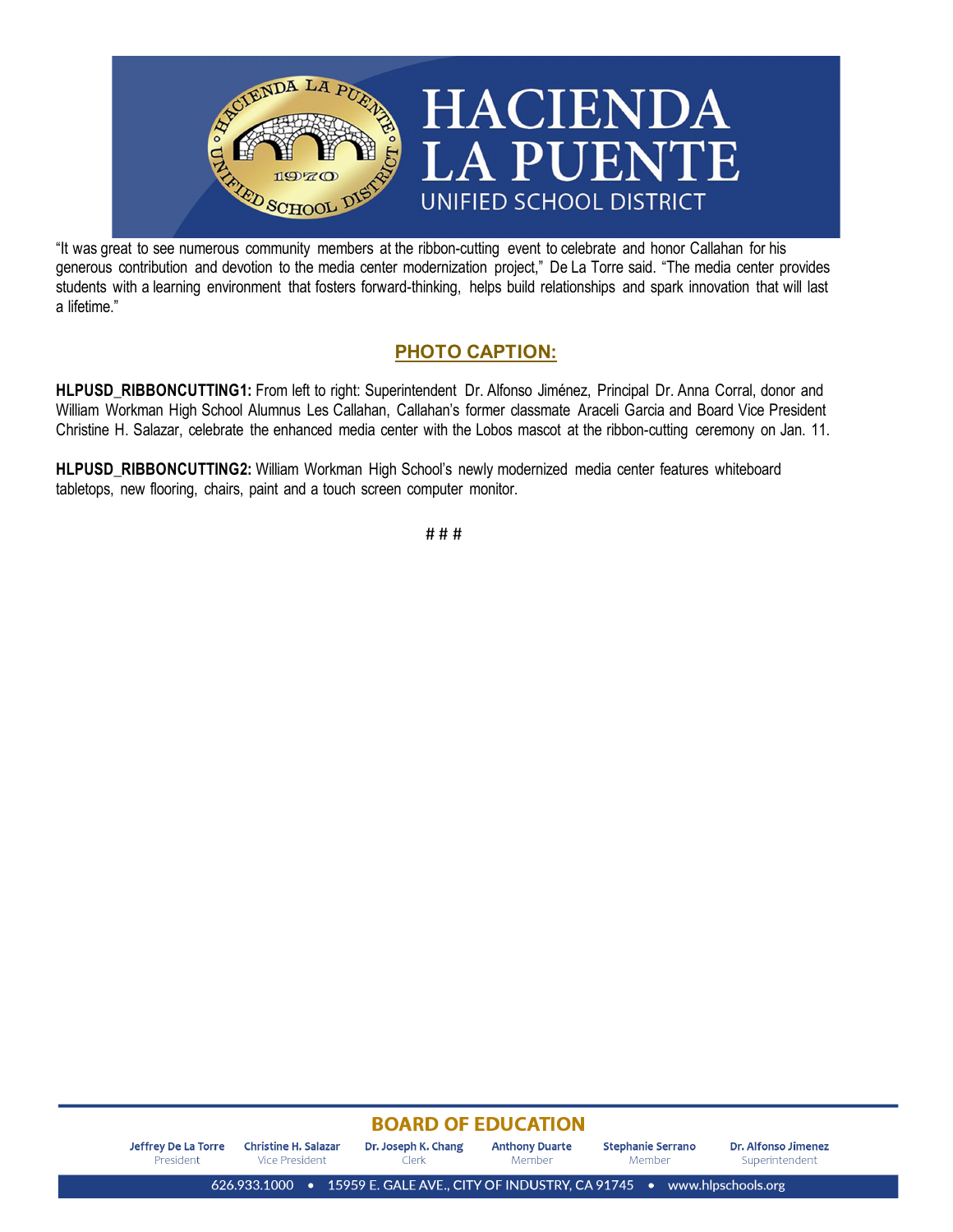"It was great to see numerous community members at the ribbon-cutting event to celebrate and honor Callahan for his generous contribution and devotion to the media center modernization project," De La Torre said. "The media center provides students with a learning environment that fosters forward-thinking, helps build relationships and spark innovation that will last a lifetime."

## PHOTO CAPTION:

**HLPUSD_RIBBONCUTTING1:** From left to right: Superintendent Dr. Alfonso Jiménez, Principal Dr. Anna Corral, donor and William Workman High School Alumnus Les Callahan, Callahan's former classmate Araceli Garcia and Board Vice President Christine H. Salazar, celebrate the enhanced media center with the Lobos mascot at the ribbon-cutting ceremony on Jan. 11.

**HLPUSD_RIBBONCUTTING2:** William Workman High School's newly modernized media center features whiteboard tabletops, new flooring, chairs, paint and a touch screen computer monitor.

# # #